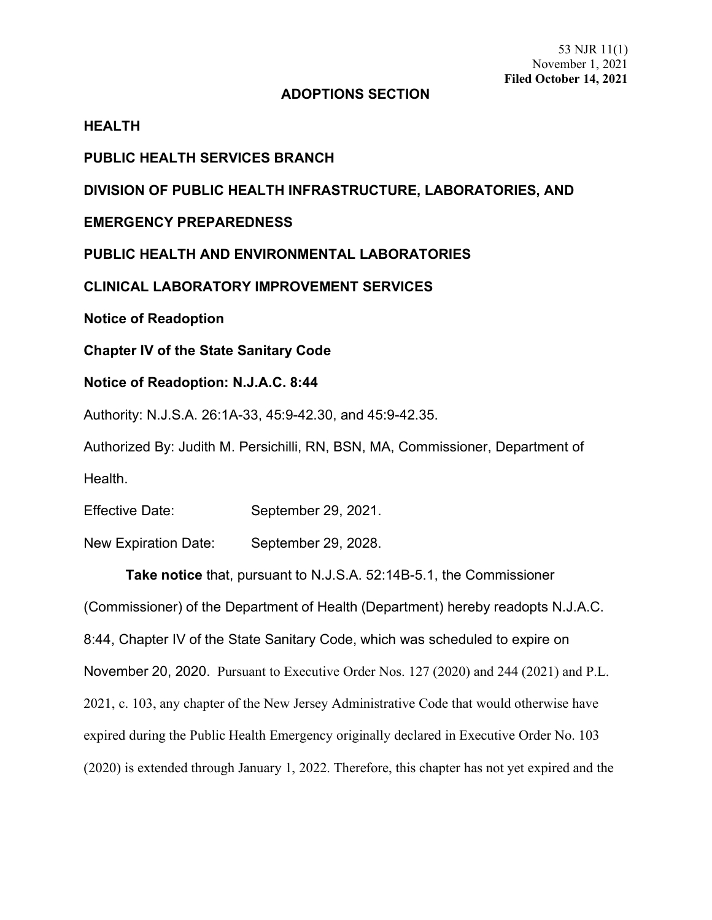53 NJR 11(1)
November 1, 2021
**Filed October 14, 2021**

## ADOPTIONS SECTION

**HEALTH**

**PUBLIC HEALTH SERVICES BRANCH**

**DIVISION OF PUBLIC HEALTH INFRASTRUCTURE, LABORATORIES, AND EMERGENCY PREPAREDNESS**

**PUBLIC HEALTH AND ENVIRONMENTAL LABORATORIES**

**CLINICAL LABORATORY IMPROVEMENT SERVICES**

**Notice of Readoption**

**Chapter IV of the State Sanitary Code**

**Notice of Readoption: N.J.A.C. 8:44**

Authority: N.J.S.A. 26:1A-33, 45:9-42.30, and 45:9-42.35.

Authorized By: Judith M. Persichilli, RN, BSN, MA, Commissioner, Department of Health.

Effective Date: September 29, 2021.

New Expiration Date: September 29, 2028.

**Take notice** that, pursuant to N.J.S.A. 52:14B-5.1, the Commissioner (Commissioner) of the Department of Health (Department) hereby readopts N.J.A.C. 8:44, Chapter IV of the State Sanitary Code, which was scheduled to expire on November 20, 2020. Pursuant to Executive Order Nos. 127 (2020) and 244 (2021) and P.L. 2021, c. 103, any chapter of the New Jersey Administrative Code that would otherwise have expired during the Public Health Emergency originally declared in Executive Order No. 103 (2020) is extended through January 1, 2022. Therefore, this chapter has not yet expired and the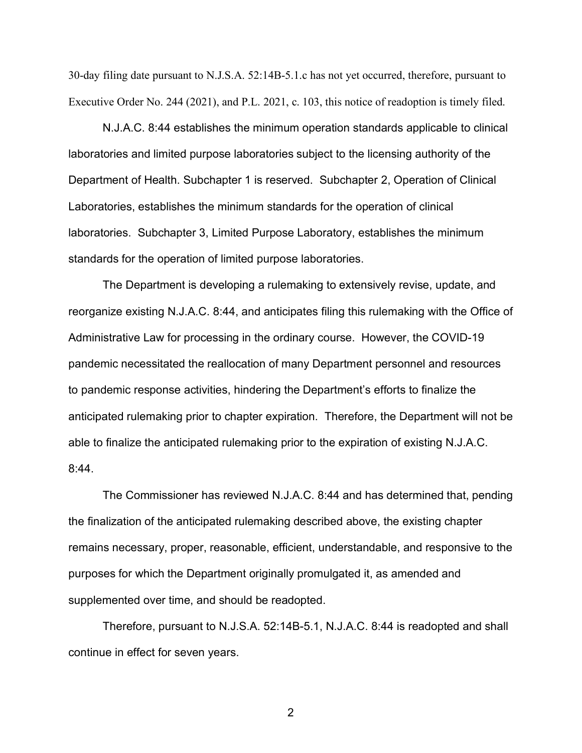30-day filing date pursuant to N.J.S.A. 52:14B-5.1.c has not yet occurred, therefore, pursuant to Executive Order No. 244 (2021), and P.L. 2021, c. 103, this notice of readoption is timely filed.

N.J.A.C. 8:44 establishes the minimum operation standards applicable to clinical laboratories and limited purpose laboratories subject to the licensing authority of the Department of Health. Subchapter 1 is reserved. Subchapter 2, Operation of Clinical Laboratories, establishes the minimum standards for the operation of clinical laboratories. Subchapter 3, Limited Purpose Laboratory, establishes the minimum standards for the operation of limited purpose laboratories.

The Department is developing a rulemaking to extensively revise, update, and reorganize existing N.J.A.C. 8:44, and anticipates filing this rulemaking with the Office of Administrative Law for processing in the ordinary course. However, the COVID-19 pandemic necessitated the reallocation of many Department personnel and resources to pandemic response activities, hindering the Department's efforts to finalize the anticipated rulemaking prior to chapter expiration. Therefore, the Department will not be able to finalize the anticipated rulemaking prior to the expiration of existing N.J.A.C. 8:44.

The Commissioner has reviewed N.J.A.C. 8:44 and has determined that, pending the finalization of the anticipated rulemaking described above, the existing chapter remains necessary, proper, reasonable, efficient, understandable, and responsive to the purposes for which the Department originally promulgated it, as amended and supplemented over time, and should be readopted.

Therefore, pursuant to N.J.S.A. 52:14B-5.1, N.J.A.C. 8:44 is readopted and shall continue in effect for seven years.